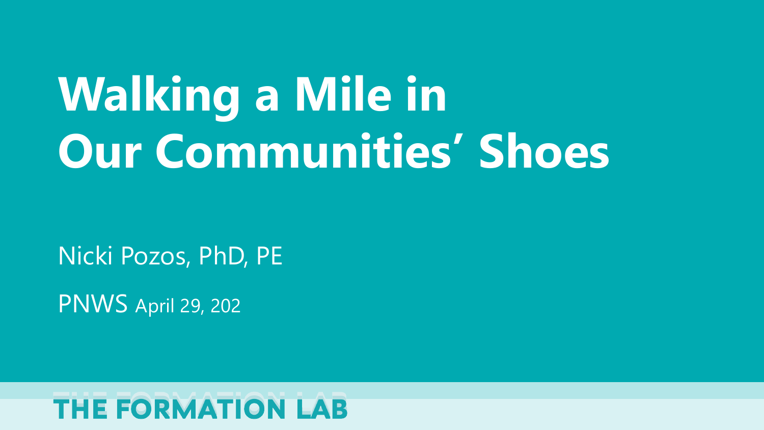# Walking a Mile in Our Communities' Shoes

Nicki Pozos, PhD, PE

PNWS April 29, 202

THE FORMATION LAB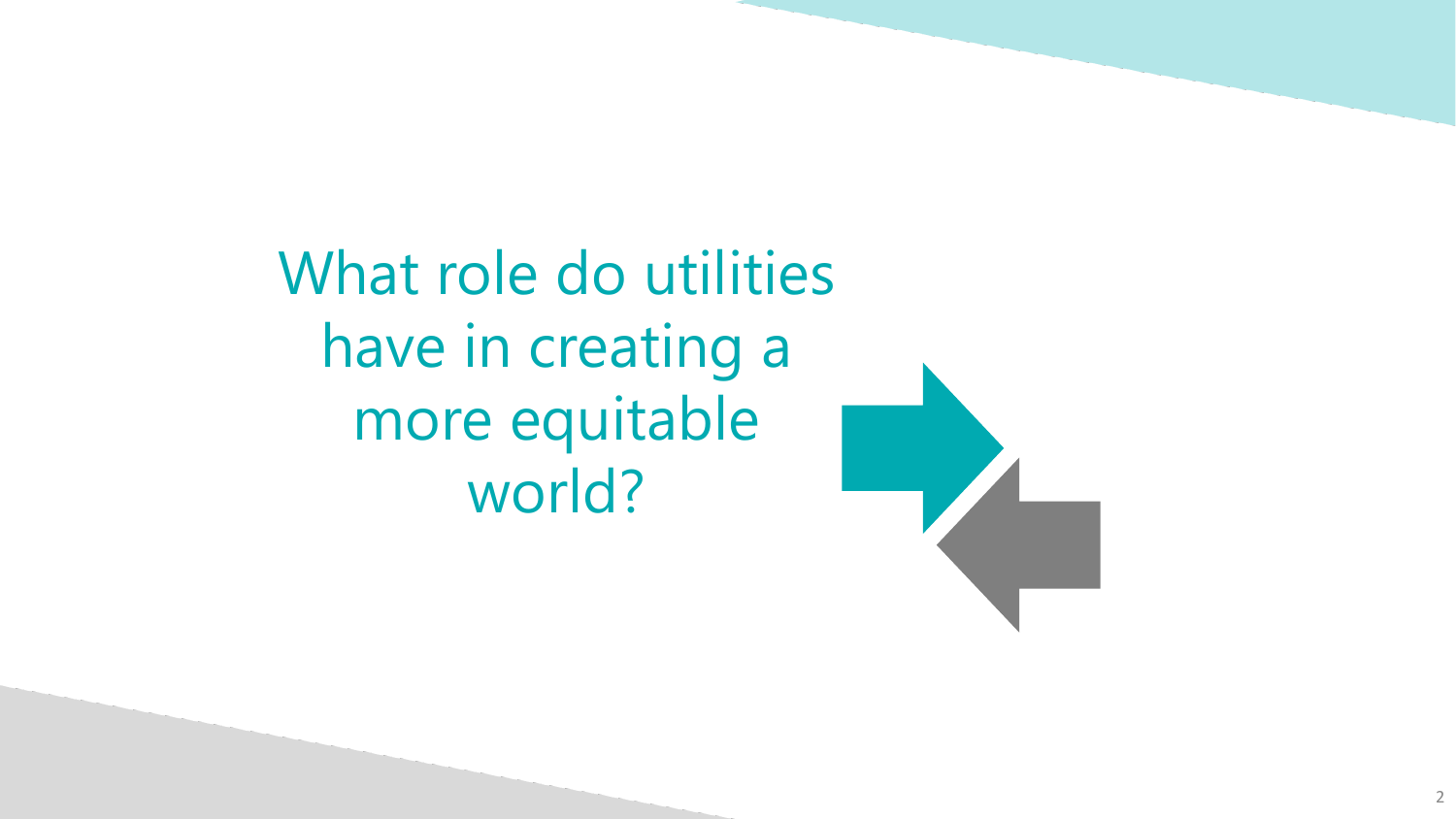# What role do utilities have in creating a more equitable world?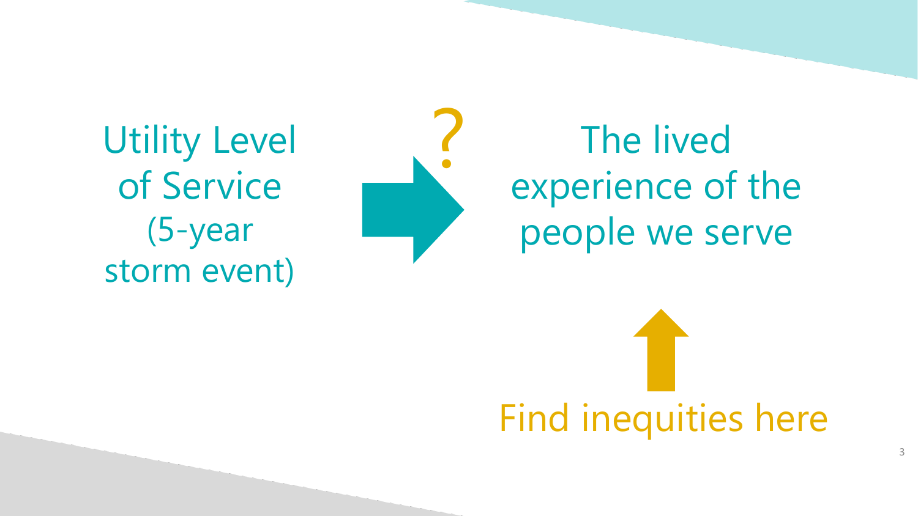Utility Level of Service (5-year storm event)

?

The lived experience of the people we serve

Find inequities here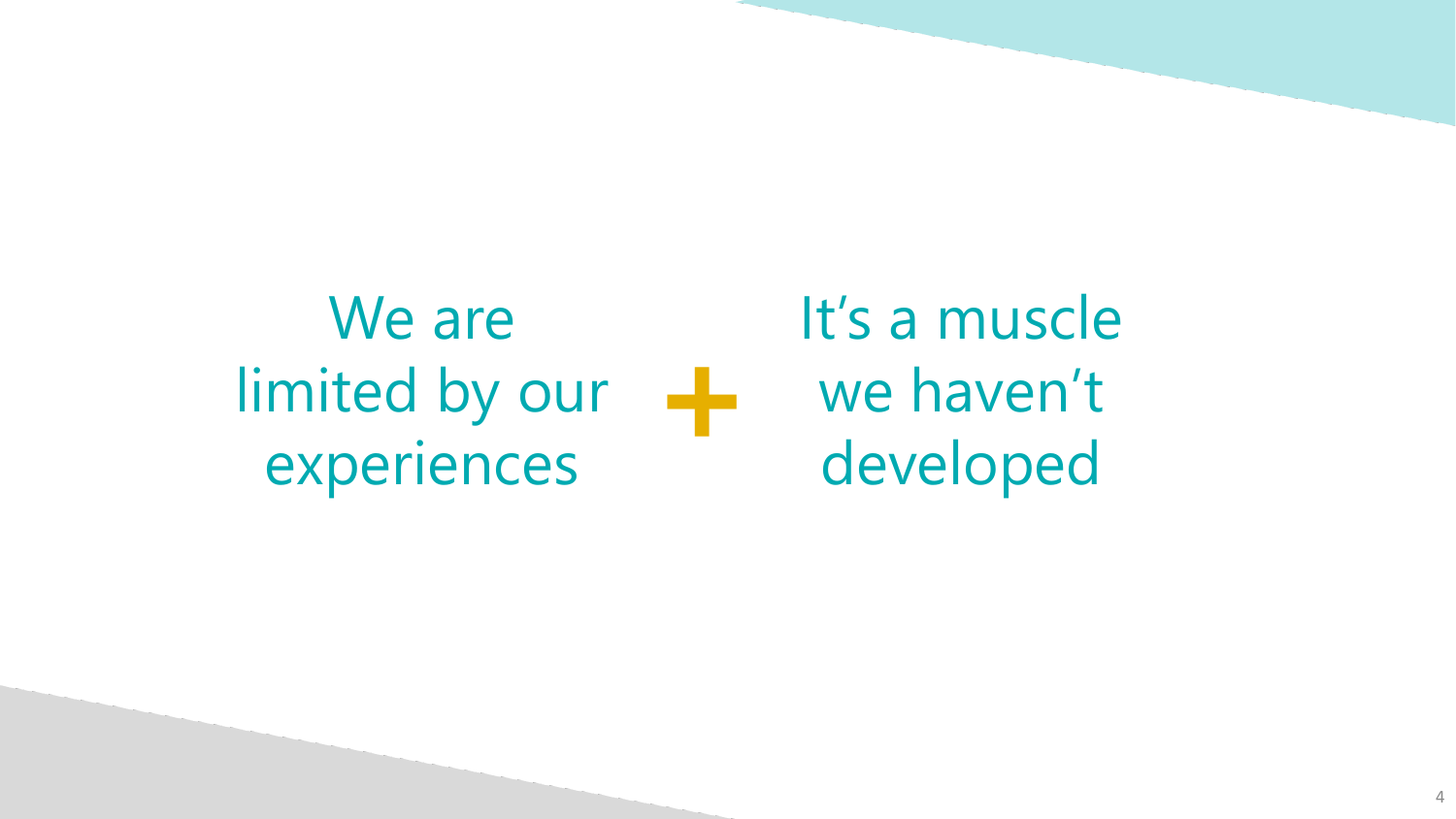We are limited by our experiences

+

It's a muscle we haven't developed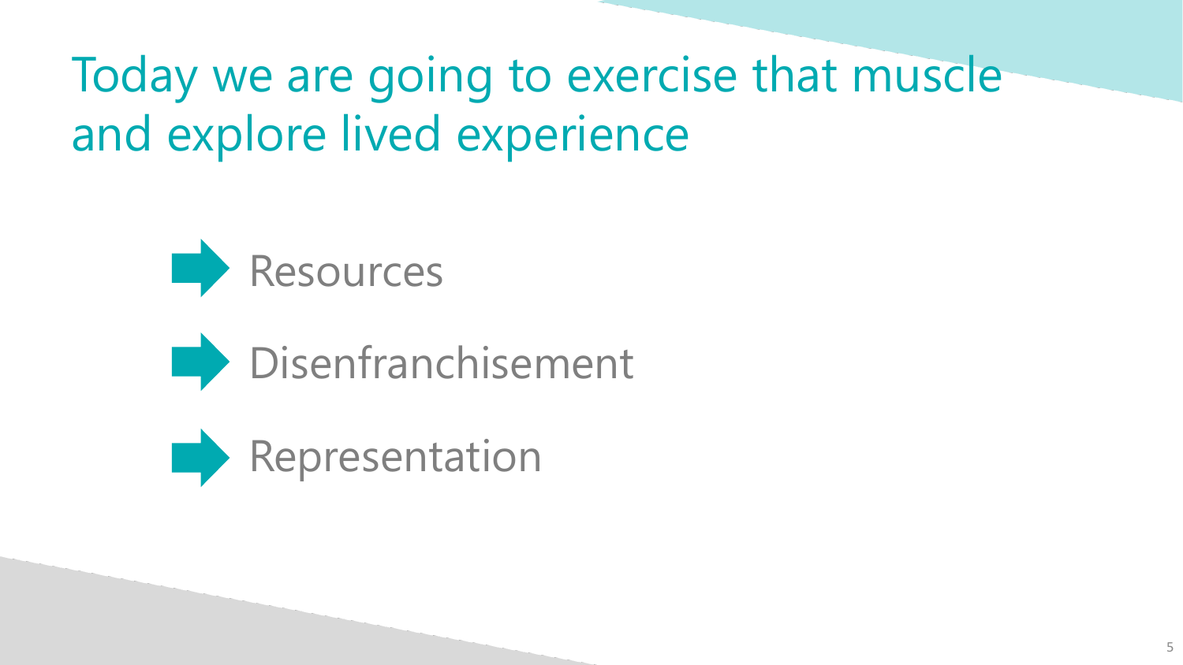# Today we are going to exercise that muscle and explore lived experience

- Resources
- Disenfranchisement
- Representation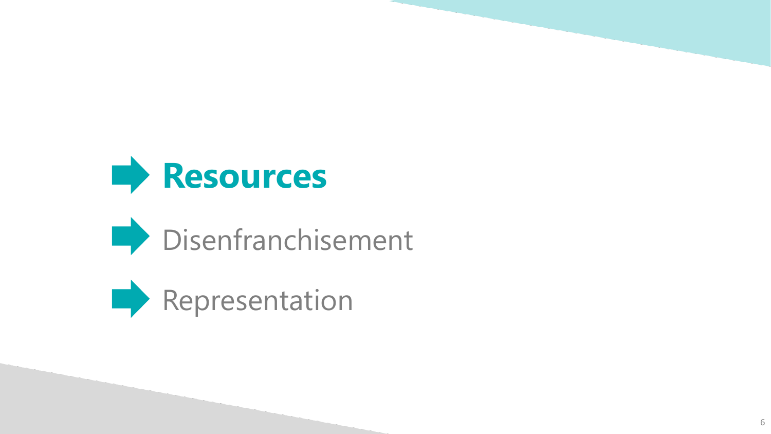- **Resources**
- Disenfranchisement
- Representation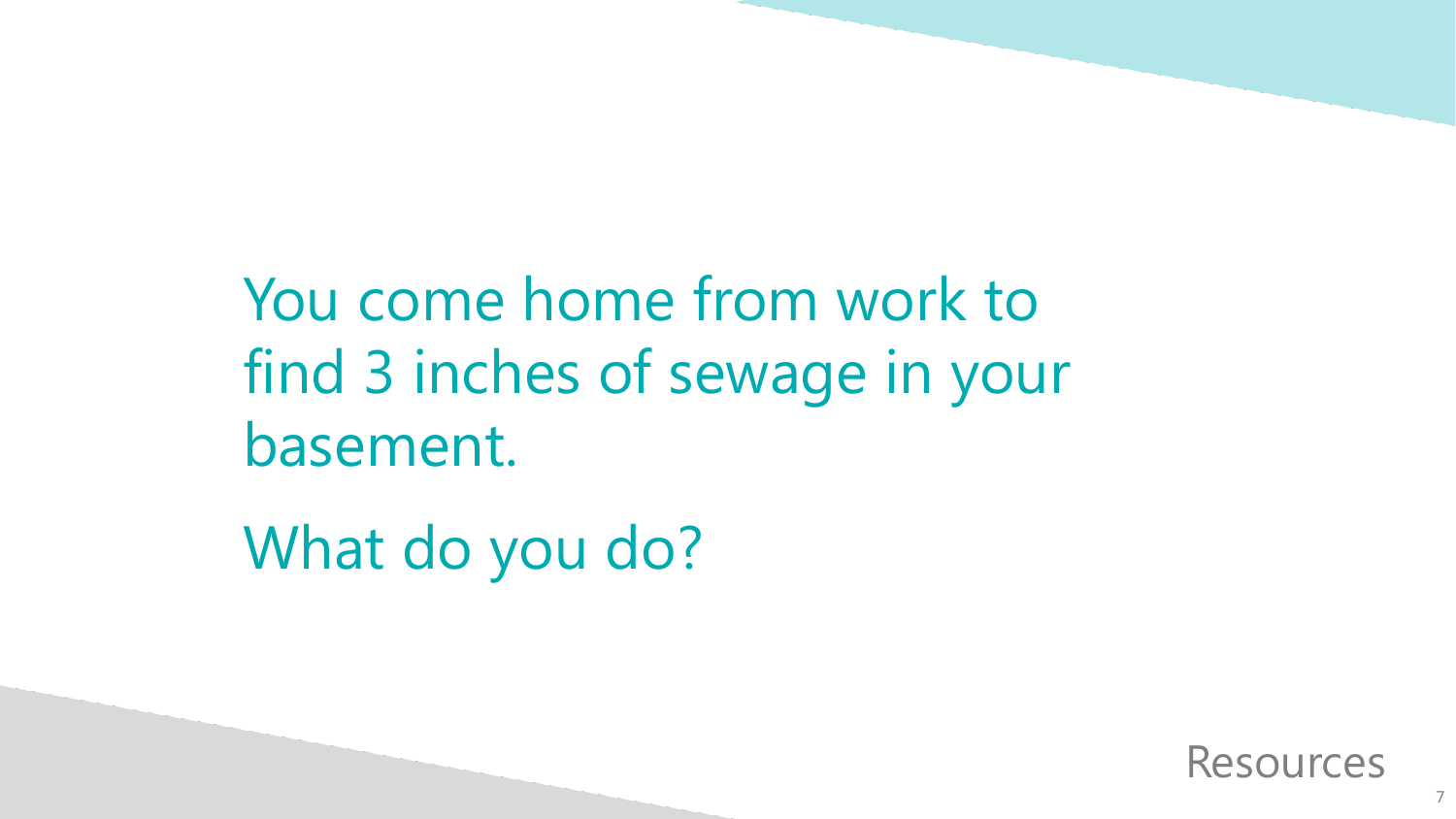You come home from work to find 3 inches of sewage in your basement.

What do you do?

Resources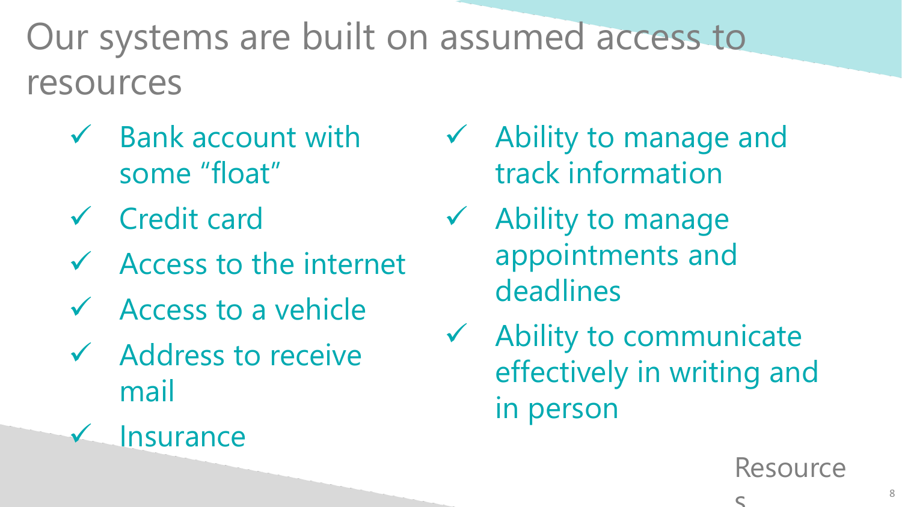# Our systems are built on assumed access to resources

- ✓ Bank account with some "float"
- ✓ Credit card
- ✓ Access to the internet
- ✓ Access to a vehicle
- ✓ Address to receive mail
- ✓ Insurance
- ✓ Ability to manage and track information
- ✓ Ability to manage appointments and deadlines
- ✓ Ability to communicate effectively in writing and in person

Resources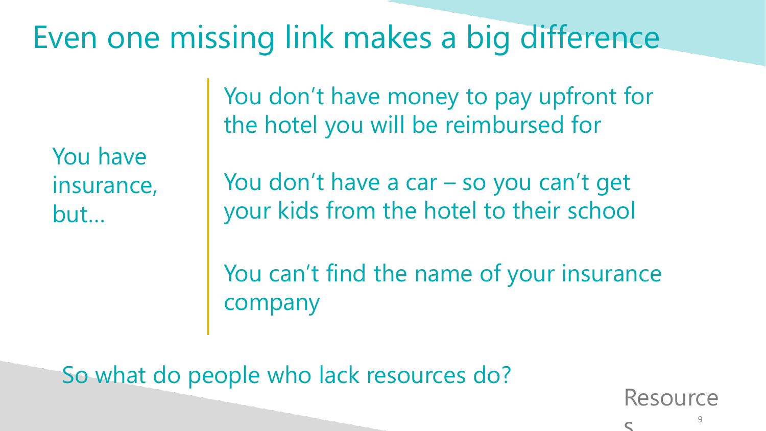# Even one missing link makes a big difference

You have insurance, but…

- You don't have money to pay upfront for the hotel you will be reimbursed for
- You don't have a car – so you can't get your kids from the hotel to their school
- You can't find the name of your insurance company

So what do people who lack resources do?

Resources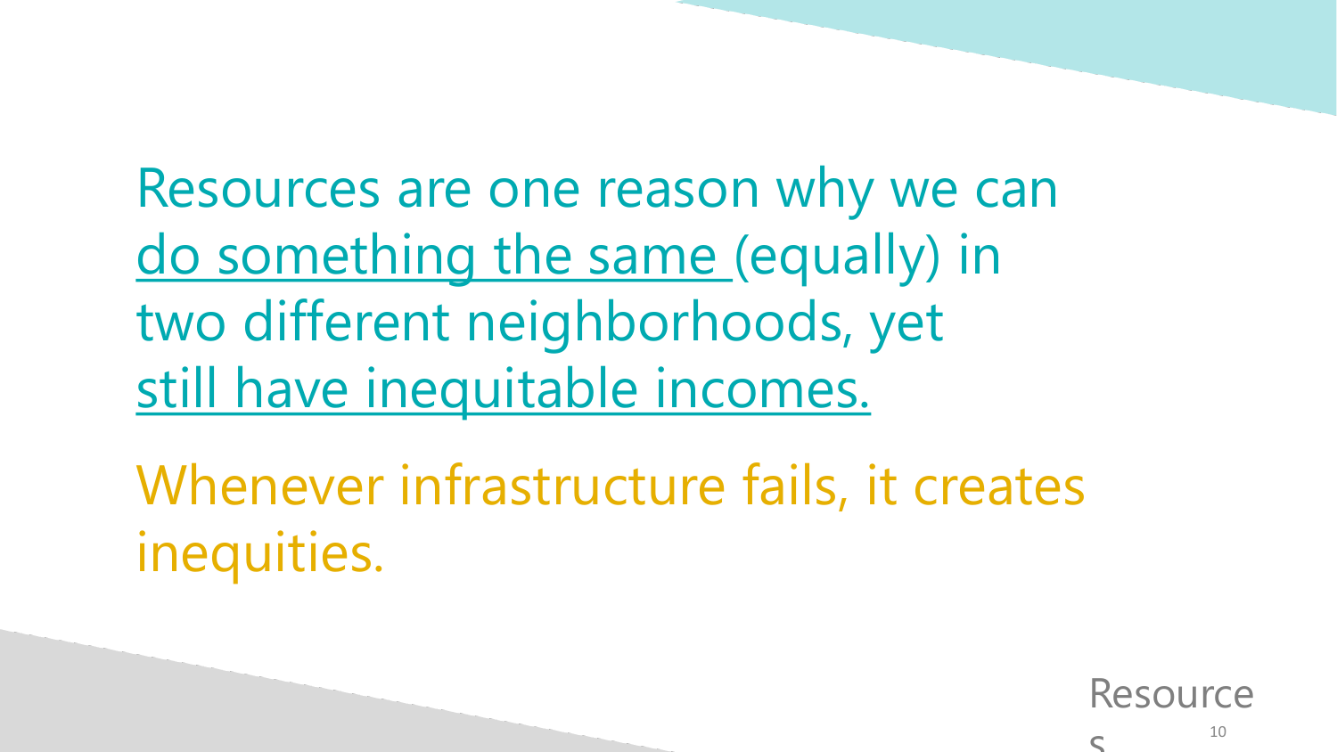Resources are one reason why we can do something the same (equally) in two different neighborhoods, yet still have inequitable incomes.

Whenever infrastructure fails, it creates inequities.

Resources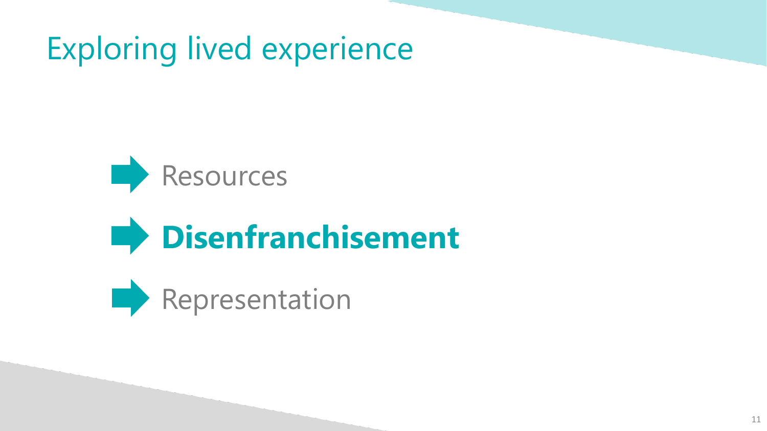# Exploring lived experience

- Resources
- **Disenfranchisement**
- Representation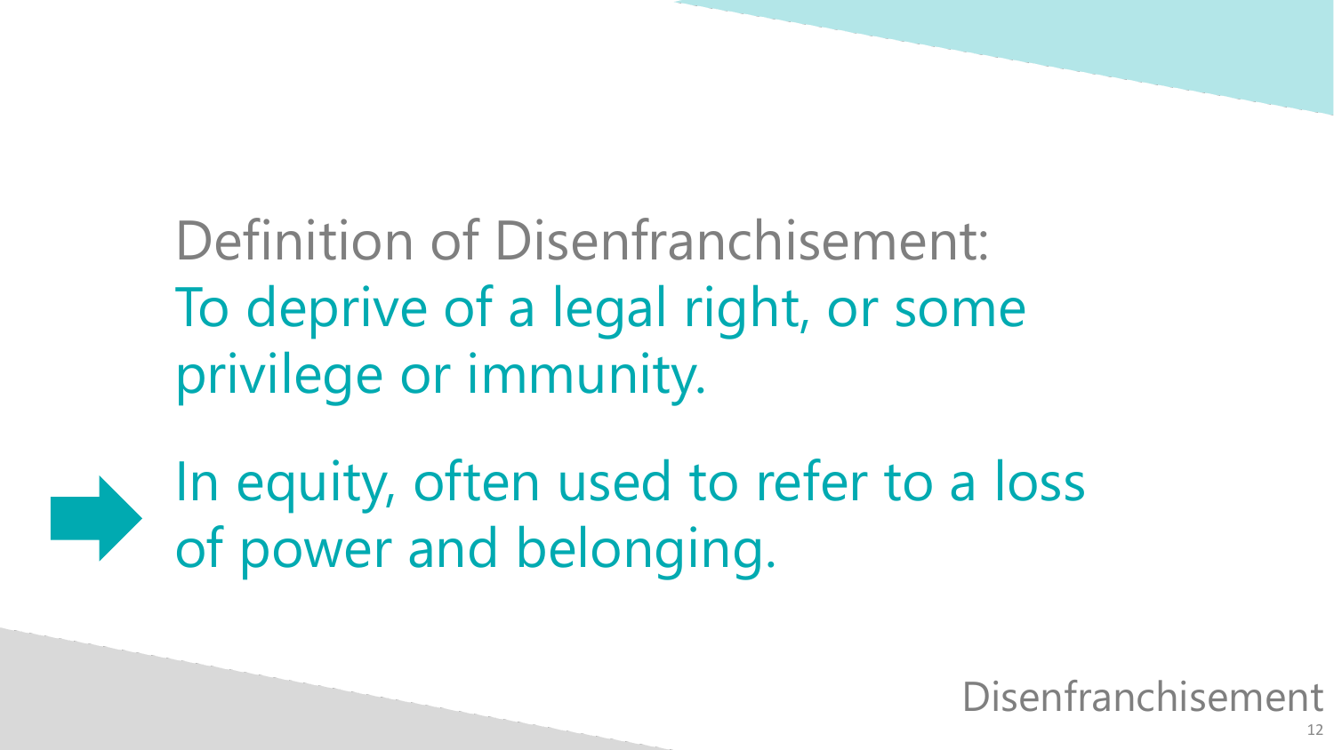Definition of Disenfranchisement:

To deprive of a legal right, or some privilege or immunity.

➡ In equity, often used to refer to a loss of power and belonging.

Disenfranchisement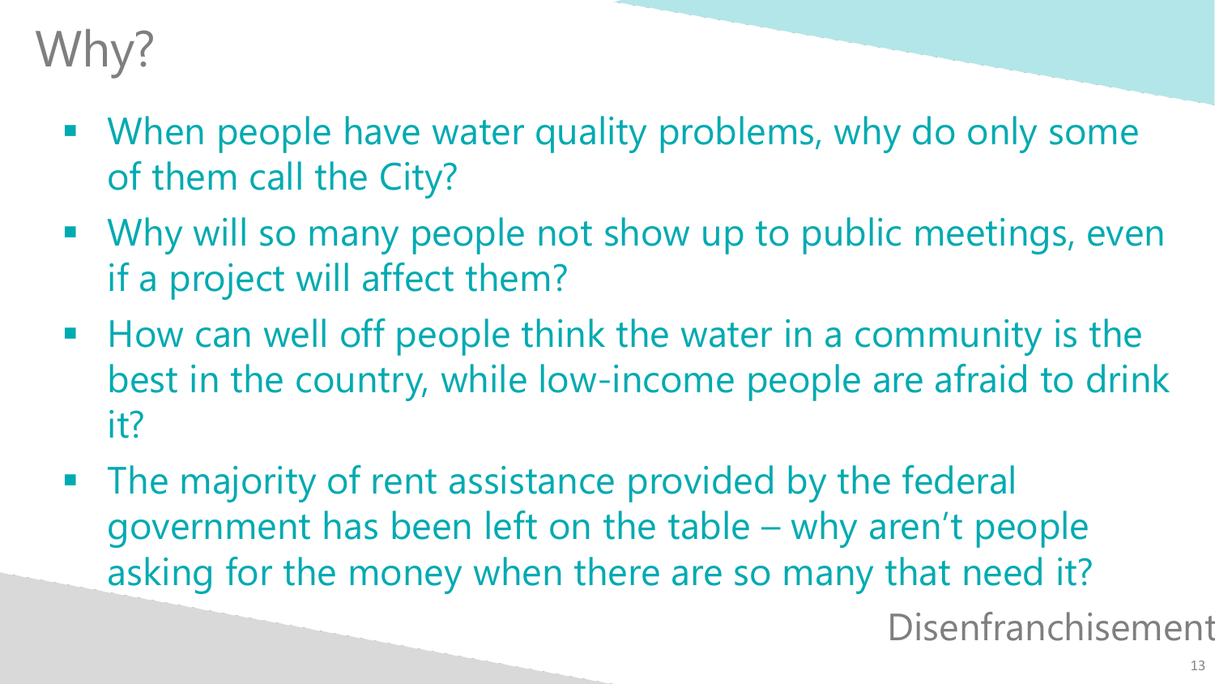# Why?

- When people have water quality problems, why do only some of them call the City?
- Why will so many people not show up to public meetings, even if a project will affect them?
- How can well off people think the water in a community is the best in the country, while low-income people are afraid to drink it?
- The majority of rent assistance provided by the federal government has been left on the table – why aren't people asking for the money when there are so many that need it?

Disenfranchisement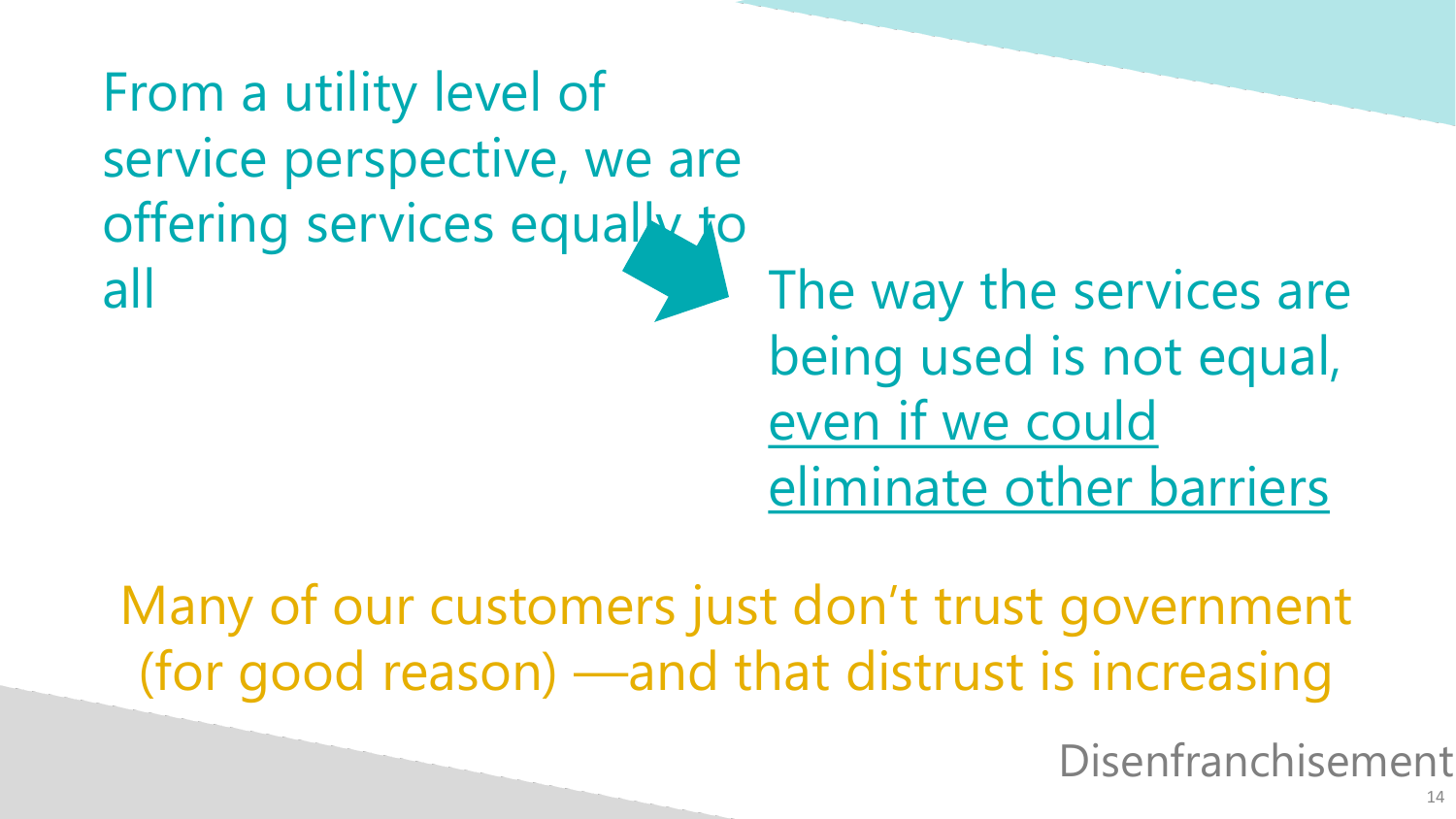From a utility level of service perspective, we are offering services equally to all

The way the services are being used is not equal, <u>even if we could eliminate other barriers</u>

Many of our customers just don't trust government (for good reason) —and that distrust is increasing

Disenfranchisement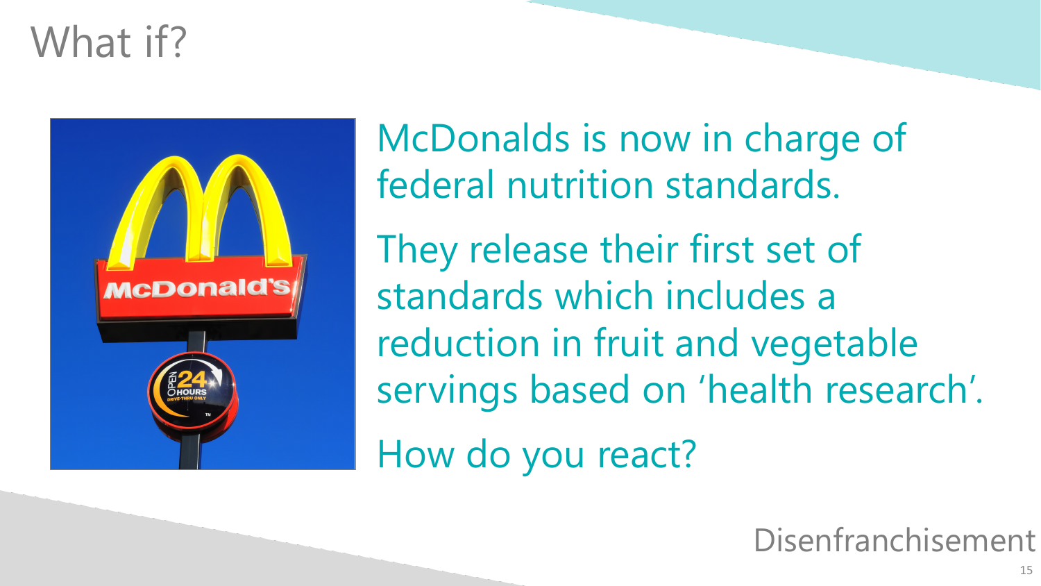# What if?

McDonalds is now in charge of federal nutrition standards.

They release their first set of standards which includes a reduction in fruit and vegetable servings based on 'health research'.

How do you react?

Disenfranchisement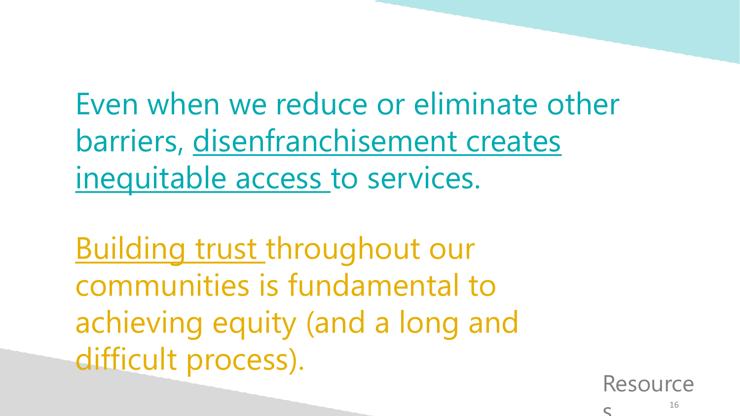Even when we reduce or eliminate other barriers, disenfranchisement creates inequitable access to services.

Building trust throughout our communities is fundamental to achieving equity (and a long and difficult process).

Resources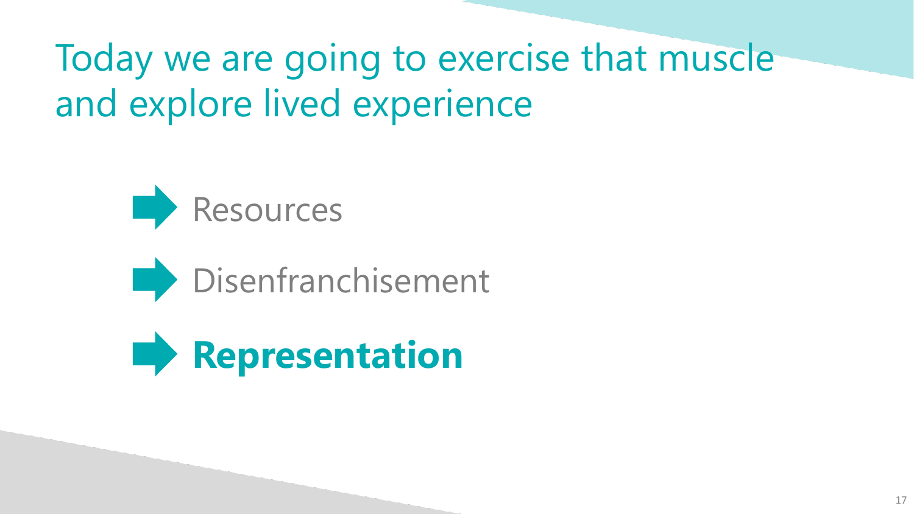# Today we are going to exercise that muscle and explore lived experience

- Resources
- Disenfranchisement
- **Representation**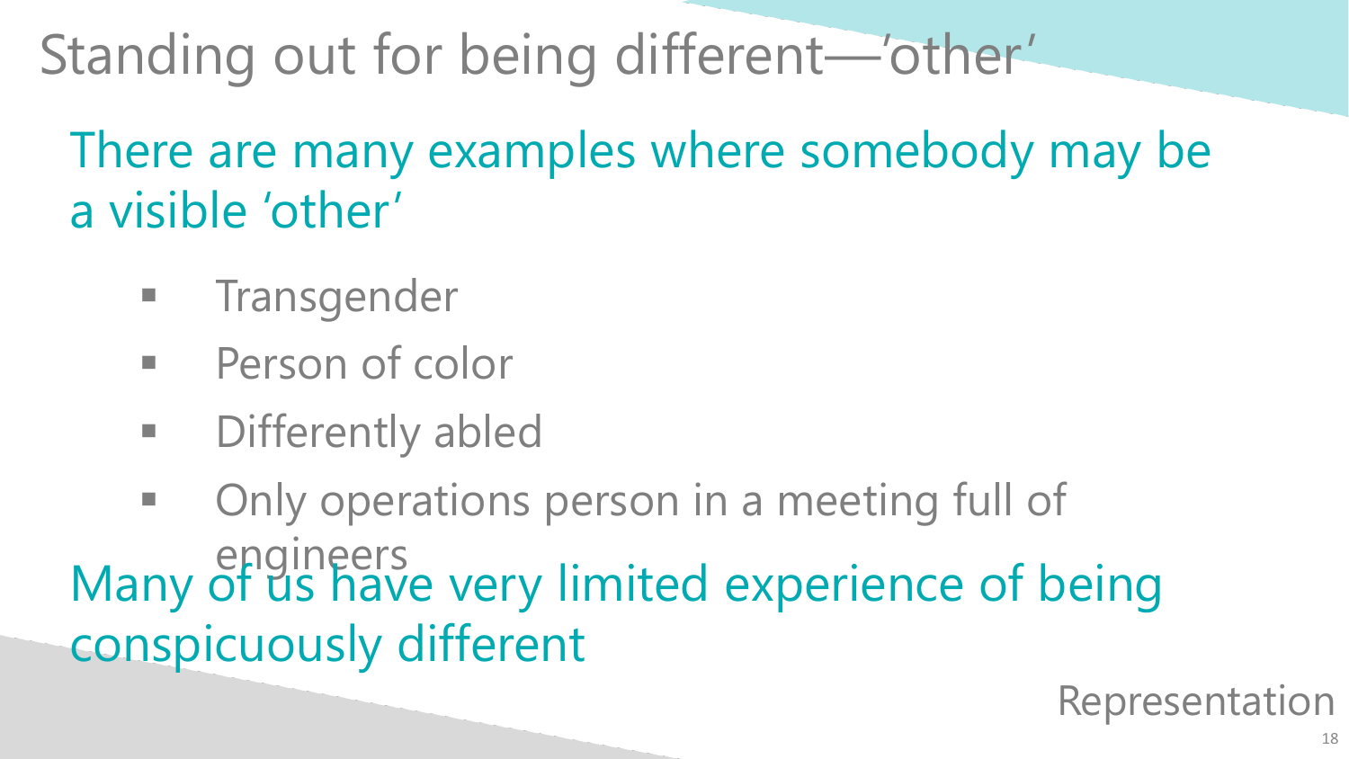# Standing out for being different—'other'

There are many examples where somebody may be a visible 'other'

- Transgender
- Person of color
- Differently abled
- Only operations person in a meeting full of engineers

Many of us have very limited experience of being conspicuously different

Representation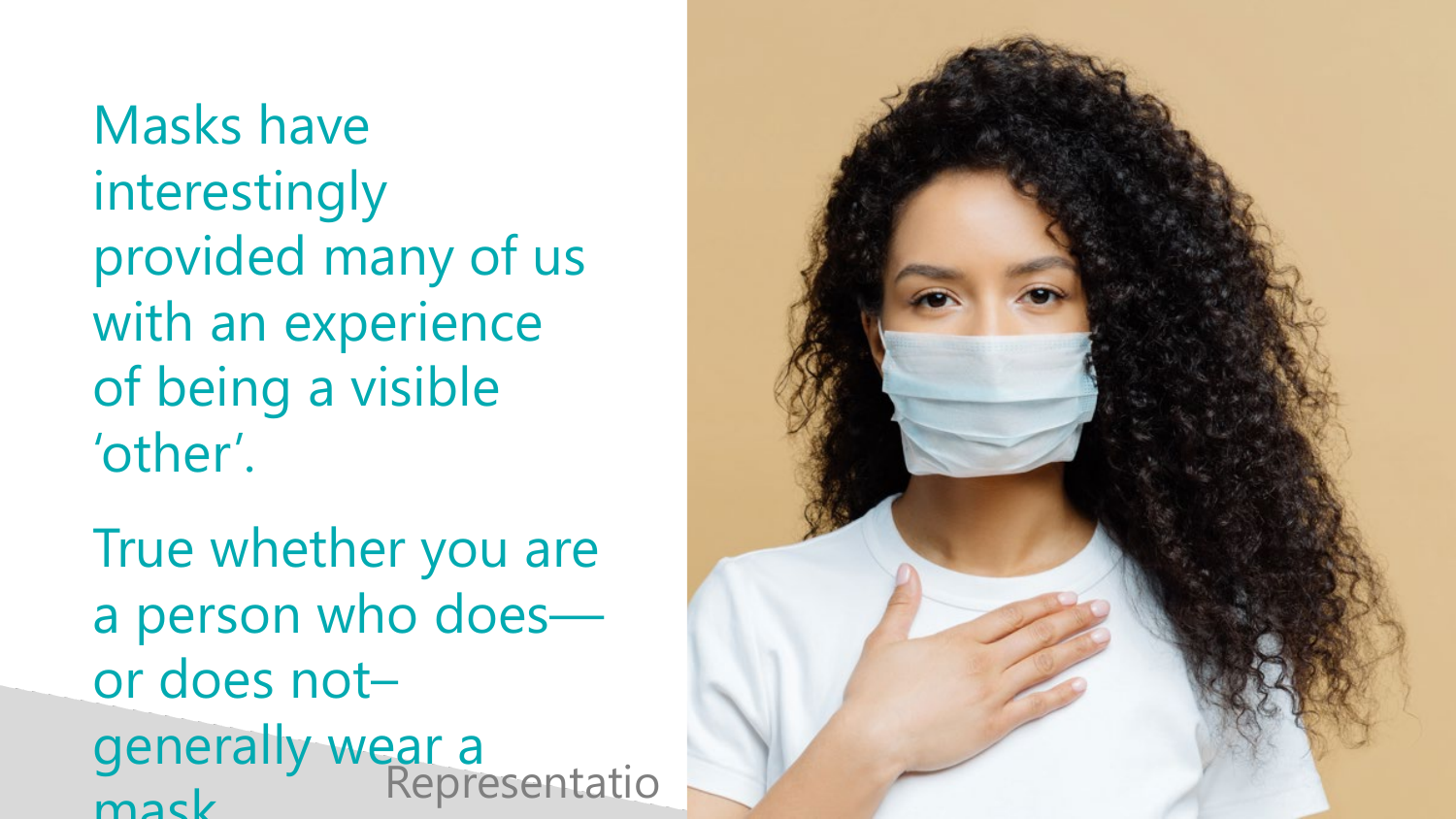Masks have interestingly provided many of us with an experience of being a visible 'other'.

True whether you are a person who does— or does not– generally wear a mask.

Representatio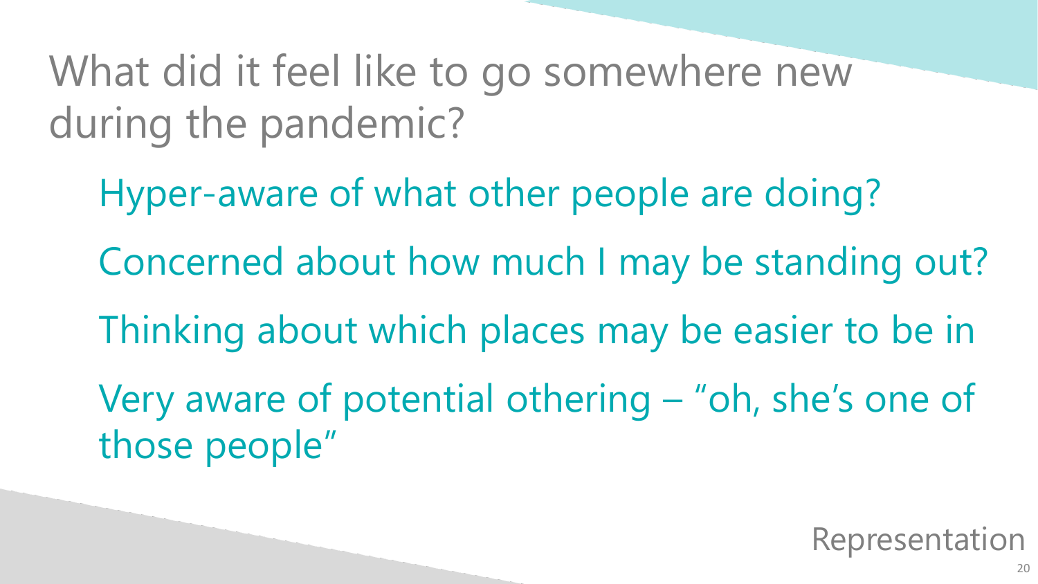# What did it feel like to go somewhere new during the pandemic?

- Hyper-aware of what other people are doing?
- Concerned about how much I may be standing out?
- Thinking about which places may be easier to be in
- Very aware of potential othering – "oh, she's one of those people"

Representation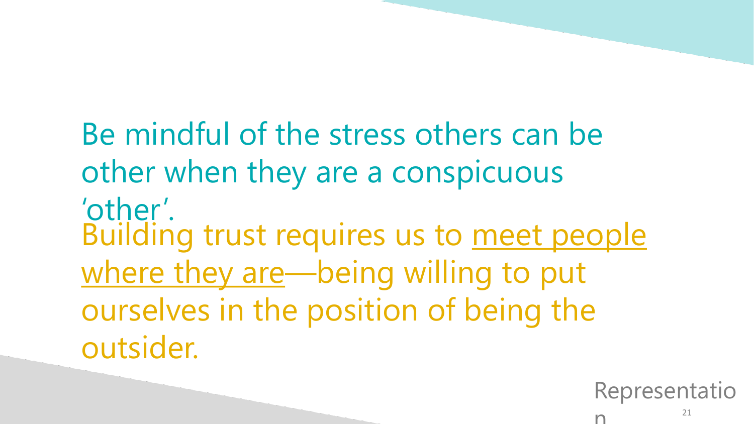Be mindful of the stress others can be other when they are a conspicuous 'other'.

Building trust requires us to meet people where they are—being willing to put ourselves in the position of being the outsider.

Representation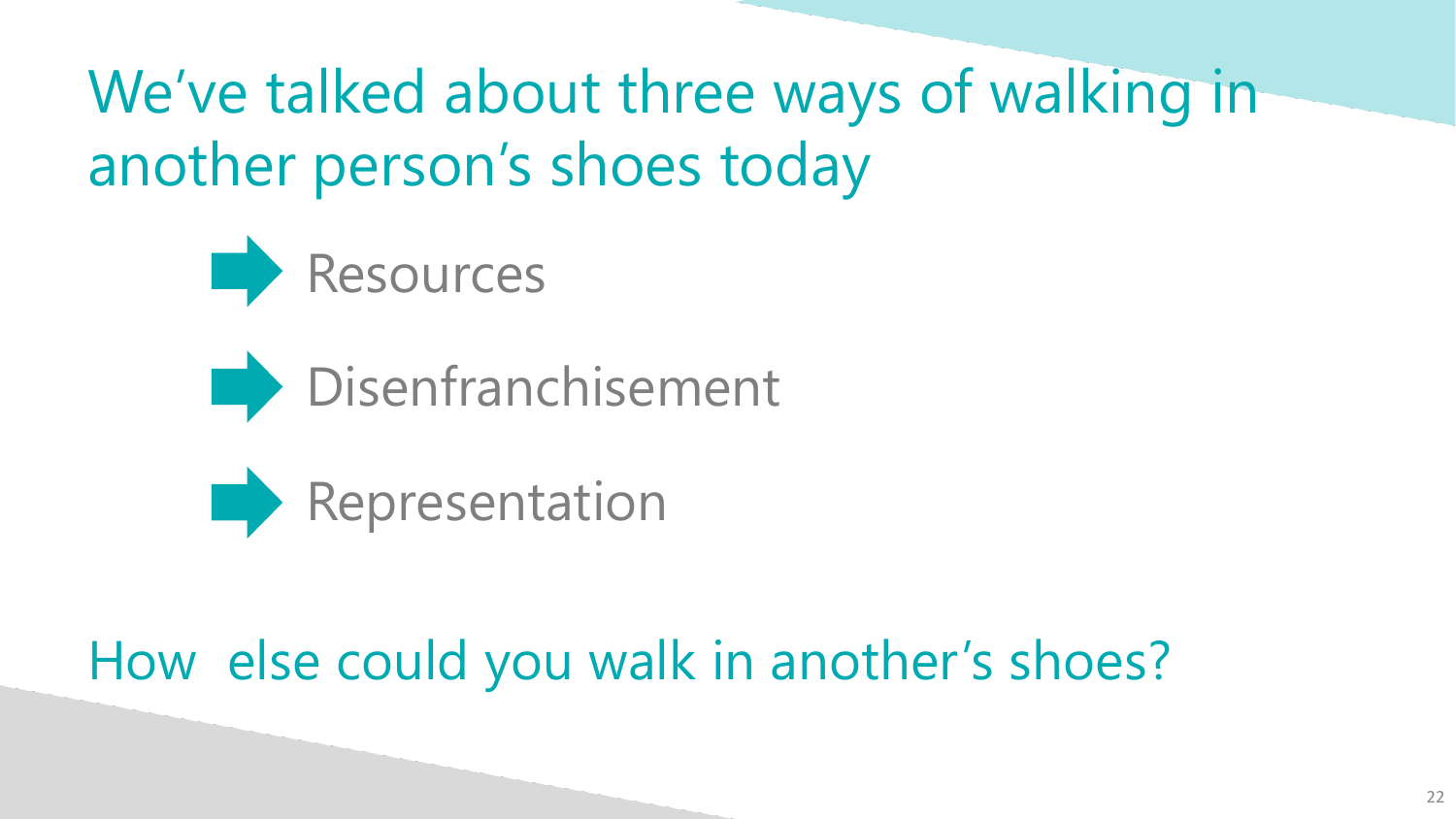# We've talked about three ways of walking in another person's shoes today

- Resources
- Disenfranchisement
- Representation

## How else could you walk in another's shoes?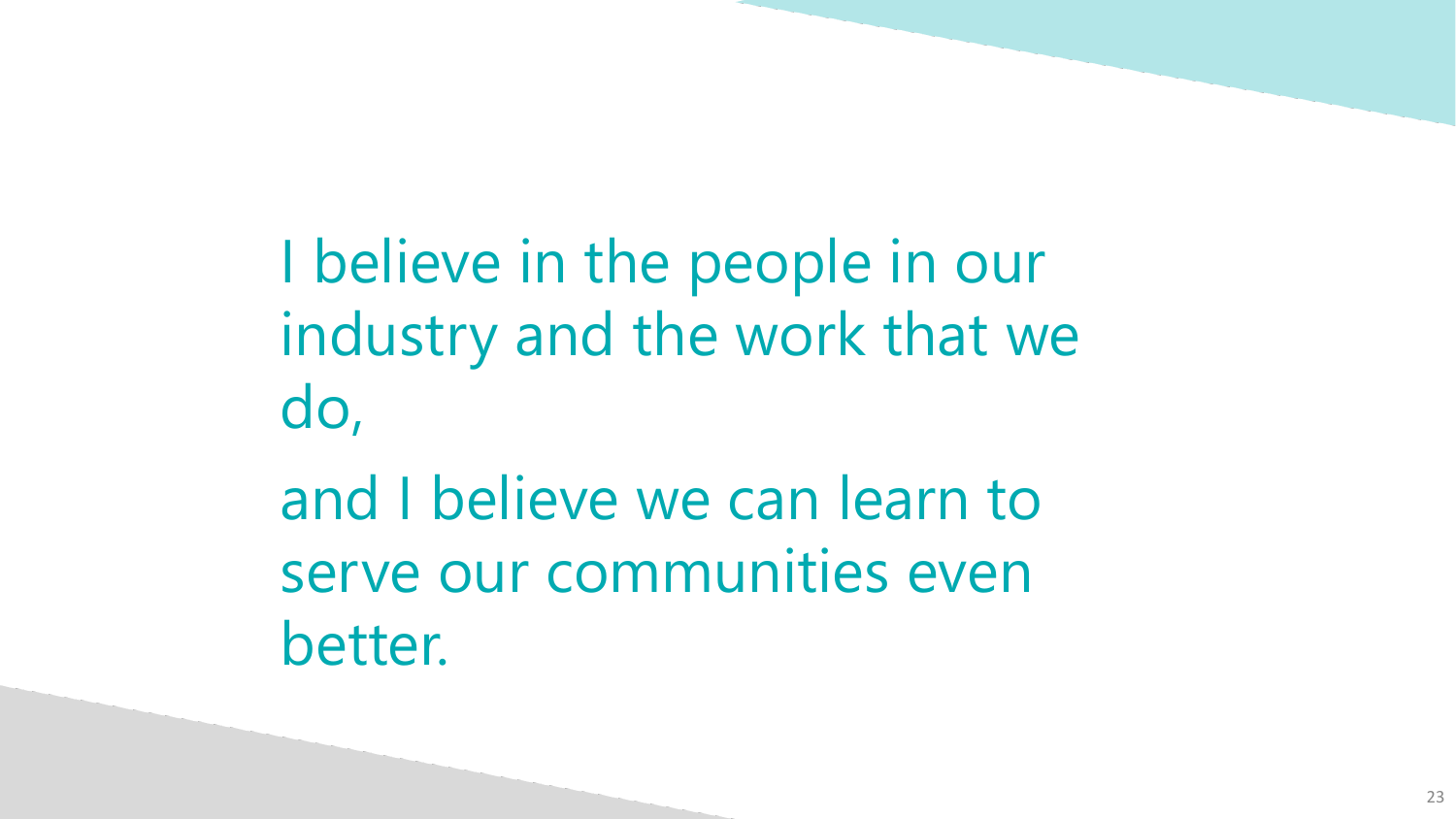I believe in the people in our industry and the work that we do,

and I believe we can learn to serve our communities even better.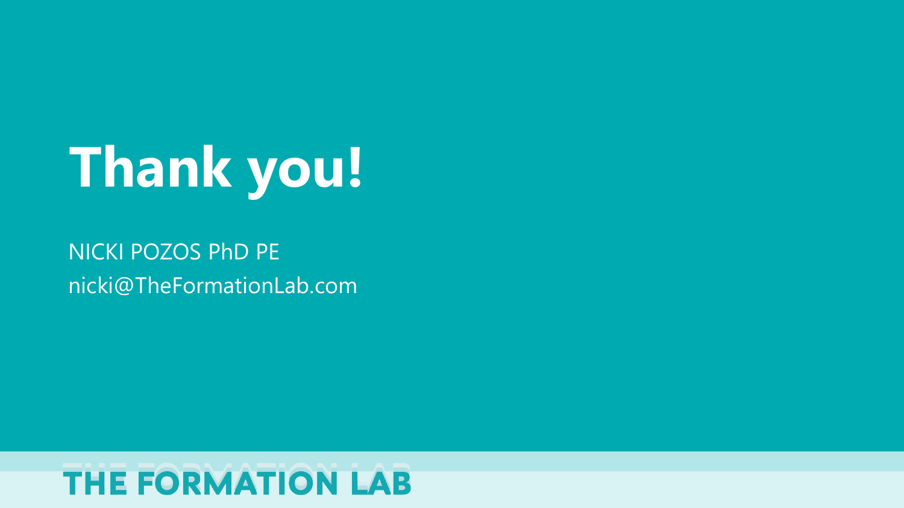# Thank you!

NICKI POZOS PhD PE

nicki@TheFormationLab.com

THE FORMATION LAB